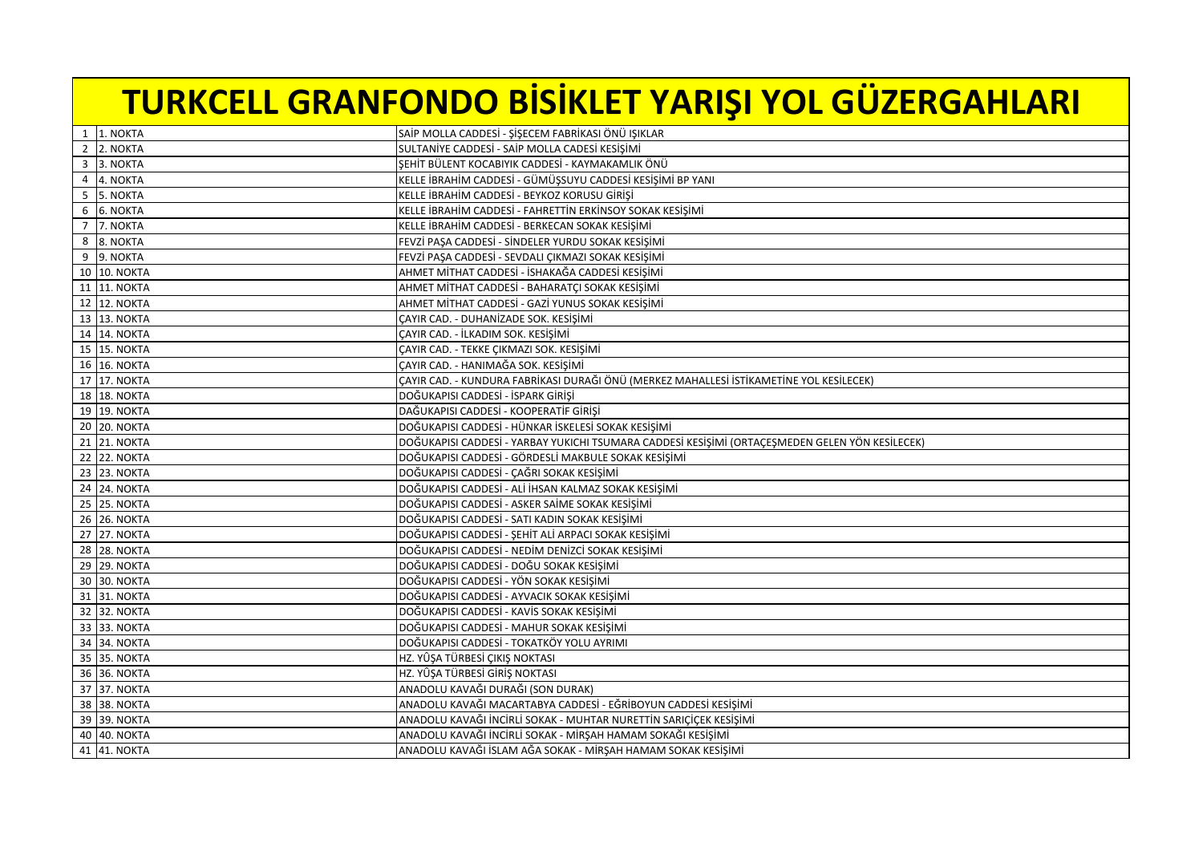# TURKCELL GRANFONDO BİSİKLET YARIŞI YOL GÜZERGAHLARI

| | | |
|---|---|---|
| 1 | 1. NOKTA | SAİP MOLLA CADDESİ - ŞİŞECEM FABRİKASI ÖNÜ IŞIKLAR |
| 2 | 2. NOKTA | SULTANİYE CADDESİ - SAİP MOLLA CADESİ KESİŞİMİ |
| 3 | 3. NOKTA | ŞEHİT BÜLENT KOCABIYIK CADDESİ - KAYMAKAMLIK ÖNÜ |
| 4 | 4. NOKTA | KELLE İBRAHİM CADDESİ - GÜMÜŞSUYU CADDESİ KESİŞİMİ BP YANI |
| 5 | 5. NOKTA | KELLE İBRAHİM CADDESİ - BEYKOZ KORUSU GİRİŞİ |
| 6 | 6. NOKTA | KELLE İBRAHİM CADDESİ - FAHRETTİN ERKİNSOY SOKAK KESİŞİMİ |
| 7 | 7. NOKTA | KELLE İBRAHİM CADDESİ - BERKECAN SOKAK KESİŞİMİ |
| 8 | 8. NOKTA | FEVZİ PAŞA CADDESİ - SİNDELER YURDU SOKAK KESİŞİMİ |
| 9 | 9. NOKTA | FEVZİ PAŞA CADDESİ - SEVDALI ÇIKMAZI SOKAK KESİŞİMİ |
| 10 | 10. NOKTA | AHMET MİTHAT CADDESİ - İSHAKAĞA CADDESİ KESİŞİMİ |
| 11 | 11. NOKTA | AHMET MİTHAT CADDESİ - BAHARATÇI SOKAK KESİŞİMİ |
| 12 | 12. NOKTA | AHMET MİTHAT CADDESİ - GAZİ YUNUS SOKAK KESİŞİMİ |
| 13 | 13. NOKTA | ÇAYIR CAD. - DUHANİZADE SOK. KESİŞİMİ |
| 14 | 14. NOKTA | ÇAYIR CAD. - İLKADIM SOK. KESİŞİMİ |
| 15 | 15. NOKTA | ÇAYIR CAD. - TEKKE ÇIKMAZI SOK. KESİŞİMİ |
| 16 | 16. NOKTA | ÇAYIR CAD. - HANIMAĞA SOK. KESİŞİMİ |
| 17 | 17. NOKTA | ÇAYIR CAD. - KUNDURA FABRİKASI DURAĞI ÖNÜ (MERKEZ MAHALLESİ İSTİKAMETİNE YOL KESİLECEK) |
| 18 | 18. NOKTA | DOĞUKAPISI CADDESİ - İSPARK GİRİŞİ |
| 19 | 19. NOKTA | DAĞUKAPISI CADDESİ - KOOPERATİF GİRİŞİ |
| 20 | 20. NOKTA | DOĞUKAPISI CADDESİ - HÜNKAR İSKELESİ SOKAK KESİŞİMİ |
| 21 | 21. NOKTA | DOĞUKAPISI CADDESİ - YARBAY YUKICHI TSUMARA CADDESİ KESİŞİMİ (ORTAÇEŞMEDEN GELEN YÖN KESİLECEK) |
| 22 | 22. NOKTA | DOĞUKAPISI CADDESİ - GÖRDESLİ MAKBULE SOKAK KESİŞİMİ |
| 23 | 23. NOKTA | DOĞUKAPISI CADDESİ - ÇAĞRI SOKAK KESİŞİMİ |
| 24 | 24. NOKTA | DOĞUKAPISI CADDESİ - ALİ İHSAN KALMAZ SOKAK KESİŞİMİ |
| 25 | 25. NOKTA | DOĞUKAPISI CADDESİ - ASKER SAİME SOKAK KESİŞİMİ |
| 26 | 26. NOKTA | DOĞUKAPISI CADDESİ - SATI KADIN SOKAK KESİŞİMİ |
| 27 | 27. NOKTA | DOĞUKAPISI CADDESİ - ŞEHİT ALİ ARPACI SOKAK KESİŞİMİ |
| 28 | 28. NOKTA | DOĞUKAPISI CADDESİ - NEDİM DENİZCİ SOKAK KESİŞİMİ |
| 29 | 29. NOKTA | DOĞUKAPISI CADDESİ - DOĞU SOKAK KESİŞİMİ |
| 30 | 30. NOKTA | DOĞUKAPISI CADDESİ - YÖN SOKAK KESİŞİMİ |
| 31 | 31. NOKTA | DOĞUKAPISI CADDESİ - AYVACIK SOKAK KESİŞİMİ |
| 32 | 32. NOKTA | DOĞUKAPISI CADDESİ - KAVİS SOKAK KESİŞİMİ |
| 33 | 33. NOKTA | DOĞUKAPISI CADDESİ - MAHUR SOKAK KESİŞİMİ |
| 34 | 34. NOKTA | DOĞUKAPISI CADDESİ - TOKATKÖY YOLU AYRIMI |
| 35 | 35. NOKTA | HZ. YÛŞA TÜRBESİ ÇIKIŞ NOKTASI |
| 36 | 36. NOKTA | HZ. YÛŞA TÜRBESİ GİRİŞ NOKTASI |
| 37 | 37. NOKTA | ANADOLU KAVAĞI DURAĞI (SON DURAK) |
| 38 | 38. NOKTA | ANADOLU KAVAĞI MACARTABYA CADDESİ - EĞRİBOYUN CADDESİ KESİŞİMİ |
| 39 | 39. NOKTA | ANADOLU KAVAĞI İNCİRLİ SOKAK - MUHTAR NURETTİN SARIÇİÇEK KESİŞİMİ |
| 40 | 40. NOKTA | ANADOLU KAVAĞI İNCİRLİ SOKAK - MİRŞAH HAMAM SOKAĞI KESİŞİMİ |
| 41 | 41. NOKTA | ANADOLU KAVAĞI İSLAM AĞA SOKAK - MİRŞAH HAMAM SOKAK KESİŞİMİ |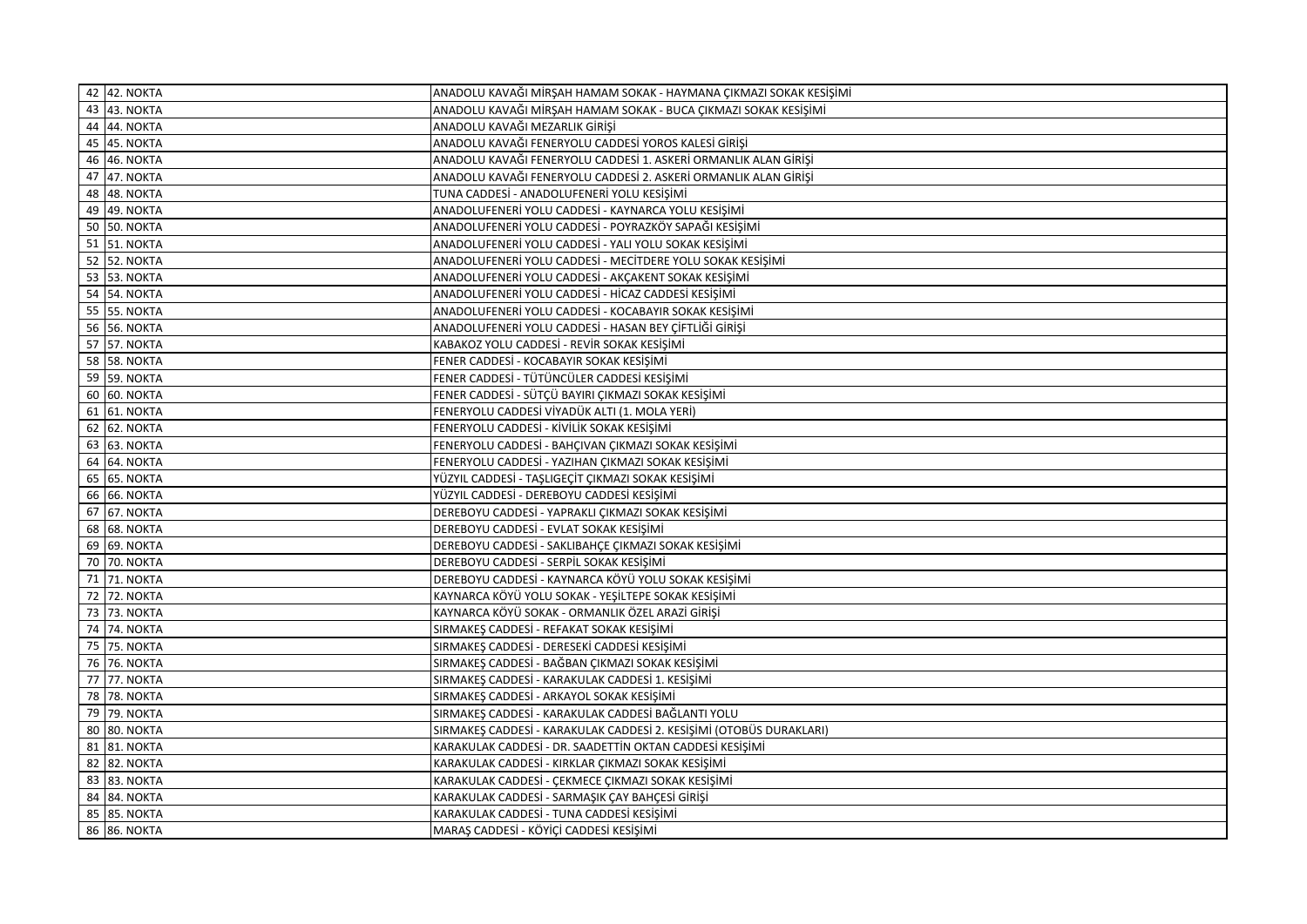| | | |
|---|---|---|
| 42 | 42. NOKTA | ANADOLU KAVAĞI MİRŞAH HAMAM SOKAK - HAYMANA ÇIKMAZI SOKAK KESİŞİMİ |
| 43 | 43. NOKTA | ANADOLU KAVAĞI MİRŞAH HAMAM SOKAK - BUCA ÇIKMAZI SOKAK KESİŞİMİ |
| 44 | 44. NOKTA | ANADOLU KAVAĞI MEZARLIK GİRİŞİ |
| 45 | 45. NOKTA | ANADOLU KAVAĞI FENERYOLU CADDESİ YOROS KALESİ GİRİŞİ |
| 46 | 46. NOKTA | ANADOLU KAVAĞI FENERYOLU CADDESİ 1. ASKERİ ORMANLIK ALAN GİRİŞİ |
| 47 | 47. NOKTA | ANADOLU KAVAĞI FENERYOLU CADDESİ 2. ASKERİ ORMANLIK ALAN GİRİŞİ |
| 48 | 48. NOKTA | TUNA CADDESİ - ANADOLUFENERİ YOLU KESİŞİMİ |
| 49 | 49. NOKTA | ANADOLUFENERİ YOLU CADDESİ - KAYNARCA YOLU KESİŞİMİ |
| 50 | 50. NOKTA | ANADOLUFENERİ YOLU CADDESİ - POYRAZKÖY SAPAĞI KESİŞİMİ |
| 51 | 51. NOKTA | ANADOLUFENERİ YOLU CADDESİ - YALI YOLU SOKAK KESİŞİMİ |
| 52 | 52. NOKTA | ANADOLUFENERİ YOLU CADDESİ - MECİTDERE YOLU SOKAK KESİŞİMİ |
| 53 | 53. NOKTA | ANADOLUFENERİ YOLU CADDESİ - AKÇAKENT SOKAK KESİŞİMİ |
| 54 | 54. NOKTA | ANADOLUFENERİ YOLU CADDESİ - HİCAZ CADDESİ KESİŞİMİ |
| 55 | 55. NOKTA | ANADOLUFENERİ YOLU CADDESİ - KOCABAYIR SOKAK KESİŞİMİ |
| 56 | 56. NOKTA | ANADOLUFENERİ YOLU CADDESİ - HASAN BEY ÇİFTLİĞİ GİRİŞİ |
| 57 | 57. NOKTA | KABAKOZ YOLU CADDESİ - REVİR SOKAK KESİŞİMİ |
| 58 | 58. NOKTA | FENER CADDESİ - KOCABAYIR SOKAK KESİŞİMİ |
| 59 | 59. NOKTA | FENER CADDESİ - TÜTÜNCÜLER CADDESİ KESİŞİMİ |
| 60 | 60. NOKTA | FENER CADDESİ - SÜTÇÜ BAYIRI ÇIKMAZI SOKAK KESİŞİMİ |
| 61 | 61. NOKTA | FENERYOLU CADDESİ VİYADÜK ALTI (1. MOLA YERİ) |
| 62 | 62. NOKTA | FENERYOLU CADDESİ - KİVİLİK SOKAK KESİŞİMİ |
| 63 | 63. NOKTA | FENERYOLU CADDESİ - BAHÇIVAN ÇIKMAZI SOKAK KESİŞİMİ |
| 64 | 64. NOKTA | FENERYOLU CADDESİ - YAZIHAN ÇIKMAZI SOKAK KESİŞİMİ |
| 65 | 65. NOKTA | YÜZYIL CADDESİ - TAŞLIGEÇİT ÇIKMAZI SOKAK KESİŞİMİ |
| 66 | 66. NOKTA | YÜZYIL CADDESİ - DEREBOYU CADDESİ KESİŞİMİ |
| 67 | 67. NOKTA | DEREBOYU CADDESİ - YAPRAKLI ÇIKMAZI SOKAK KESİŞİMİ |
| 68 | 68. NOKTA | DEREBOYU CADDESİ - EVLAT SOKAK KESİŞİMİ |
| 69 | 69. NOKTA | DEREBOYU CADDESİ - SAKLIBAHÇE ÇIKMAZI SOKAK KESİŞİMİ |
| 70 | 70. NOKTA | DEREBOYU CADDESİ - SERPİL SOKAK KESİŞİMİ |
| 71 | 71. NOKTA | DEREBOYU CADDESİ - KAYNARCA KÖYÜ YOLU SOKAK KESİŞİMİ |
| 72 | 72. NOKTA | KAYNARCA KÖYÜ YOLU SOKAK - YEŞİLTEPE SOKAK KESİŞİMİ |
| 73 | 73. NOKTA | KAYNARCA KÖYÜ SOKAK - ORMANLIK ÖZEL ARAZİ GİRİŞİ |
| 74 | 74. NOKTA | SIRMAKEŞ CADDESİ - REFAKAT SOKAK KESİŞİMİ |
| 75 | 75. NOKTA | SIRMAKEŞ CADDESİ - DERESEKİ CADDESİ KESİŞİMİ |
| 76 | 76. NOKTA | SIRMAKEŞ CADDESİ - BAĞBAN ÇIKMAZI SOKAK KESİŞİMİ |
| 77 | 77. NOKTA | SIRMAKEŞ CADDESİ - KARAKULAK CADDESİ 1. KESİŞİMİ |
| 78 | 78. NOKTA | SIRMAKEŞ CADDESİ - ARKAYOL SOKAK KESİŞİMİ |
| 79 | 79. NOKTA | SIRMAKEŞ CADDESİ - KARAKULAK CADDESİ BAĞLANTI YOLU |
| 80 | 80. NOKTA | SIRMAKEŞ CADDESİ - KARAKULAK CADDESİ 2. KESİŞİMİ (OTOBÜS DURAKLARI) |
| 81 | 81. NOKTA | KARAKULAK CADDESİ - DR. SAADETTİN OKTAN CADDESİ KESİŞİMİ |
| 82 | 82. NOKTA | KARAKULAK CADDESİ - KIRKLAR ÇIKMAZI SOKAK KESİŞİMİ |
| 83 | 83. NOKTA | KARAKULAK CADDESİ - ÇEKMECE ÇIKMAZI SOKAK KESİŞİMİ |
| 84 | 84. NOKTA | KARAKULAK CADDESİ - SARMAŞIK ÇAY BAHÇESİ GİRİŞİ |
| 85 | 85. NOKTA | KARAKULAK CADDESİ - TUNA CADDESİ KESİŞİMİ |
| 86 | 86. NOKTA | MARAŞ CADDESİ - KÖYİÇİ CADDESİ KESİŞİMİ |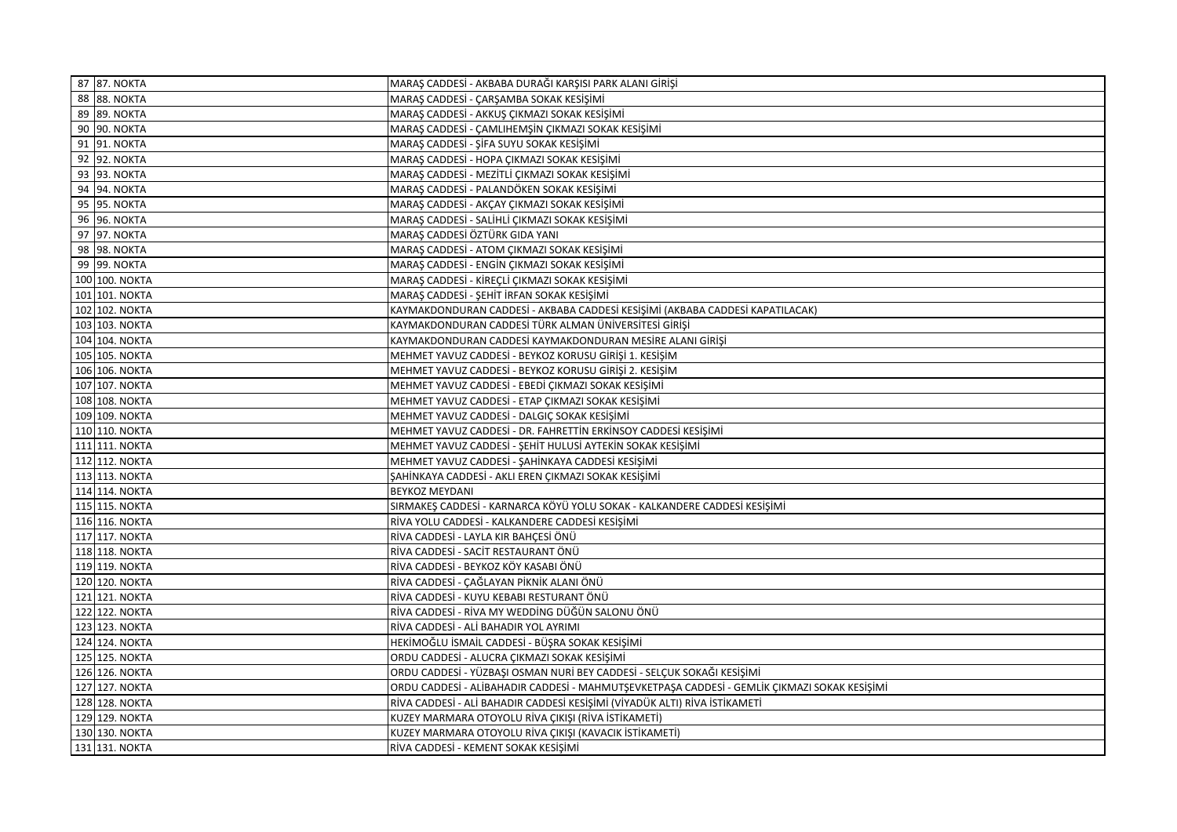| | | |
|---|---|---|
| 87 | 87. NOKTA | MARAŞ CADDESİ - AKBABA DURAĞI KARŞISI PARK ALANI GİRİŞİ |
| 88 | 88. NOKTA | MARAŞ CADDESİ - ÇARŞAMBA SOKAK KESİŞİMİ |
| 89 | 89. NOKTA | MARAŞ CADDESİ - AKKUŞ ÇIKMAZI SOKAK KESİŞİMİ |
| 90 | 90. NOKTA | MARAŞ CADDESİ - ÇAMLIHEMŞİN ÇIKMAZI SOKAK KESİŞİMİ |
| 91 | 91. NOKTA | MARAŞ CADDESİ - ŞİFA SUYU SOKAK KESİŞİMİ |
| 92 | 92. NOKTA | MARAŞ CADDESİ - HOPA ÇIKMAZI SOKAK KESİŞİMİ |
| 93 | 93. NOKTA | MARAŞ CADDESİ - MEZİTLİ ÇIKMAZI SOKAK KESİŞİMİ |
| 94 | 94. NOKTA | MARAŞ CADDESİ - PALANDÖKEN SOKAK KESİŞİMİ |
| 95 | 95. NOKTA | MARAŞ CADDESİ - AKÇAY ÇIKMAZI SOKAK KESİŞİMİ |
| 96 | 96. NOKTA | MARAŞ CADDESİ - SALİHLİ ÇIKMAZI SOKAK KESİŞİMİ |
| 97 | 97. NOKTA | MARAŞ CADDESİ ÖZTÜRK GIDA YANI |
| 98 | 98. NOKTA | MARAŞ CADDESİ - ATOM ÇIKMAZI SOKAK KESİŞİMİ |
| 99 | 99. NOKTA | MARAŞ CADDESİ - ENGİN ÇIKMAZI SOKAK KESİŞİMİ |
| 100 | 100. NOKTA | MARAŞ CADDESİ - KİREÇLİ ÇIKMAZI SOKAK KESİŞİMİ |
| 101 | 101. NOKTA | MARAŞ CADDESİ - ŞEHİT İRFAN SOKAK KESİŞİMİ |
| 102 | 102. NOKTA | KAYMAKDONDURAN CADDESİ - AKBABA CADDESİ KESİŞİMİ (AKBABA CADDESİ KAPATILACAK) |
| 103 | 103. NOKTA | KAYMAKDONDURAN CADDESİ TÜRK ALMAN ÜNİVERSİTESİ GİRİŞİ |
| 104 | 104. NOKTA | KAYMAKDONDURAN CADDESİ KAYMAKDONDURAN MESİRE ALANI GİRİŞİ |
| 105 | 105. NOKTA | MEHMET YAVUZ CADDESİ - BEYKOZ KORUSU GİRİŞİ 1. KESİŞİM |
| 106 | 106. NOKTA | MEHMET YAVUZ CADDESİ - BEYKOZ KORUSU GİRİŞİ 2. KESİŞİM |
| 107 | 107. NOKTA | MEHMET YAVUZ CADDESİ - EBEDİ ÇIKMAZI SOKAK KESİŞİMİ |
| 108 | 108. NOKTA | MEHMET YAVUZ CADDESİ - ETAP ÇIKMAZI SOKAK KESİŞİMİ |
| 109 | 109. NOKTA | MEHMET YAVUZ CADDESİ - DALGIÇ SOKAK KESİŞİMİ |
| 110 | 110. NOKTA | MEHMET YAVUZ CADDESİ - DR. FAHRETTİN ERKİNSOY CADDESİ KESİŞİMİ |
| 111 | 111. NOKTA | MEHMET YAVUZ CADDESİ - ŞEHİT HULUSİ AYTEKİN SOKAK KESİŞİMİ |
| 112 | 112. NOKTA | MEHMET YAVUZ CADDESİ - ŞAHİNKAYA CADDESİ KESİŞİMİ |
| 113 | 113. NOKTA | ŞAHİNKAYA CADDESİ - AKLI EREN ÇIKMAZI SOKAK KESİŞİMİ |
| 114 | 114. NOKTA | BEYKOZ MEYDANI |
| 115 | 115. NOKTA | SIRMAKEŞ CADDESİ - KARNARCA KÖYÜ YOLU SOKAK - KALKANDERE CADDESİ KESİŞİMİ |
| 116 | 116. NOKTA | RİVA YOLU CADDESİ - KALKANDERE CADDESİ KESİŞİMİ |
| 117 | 117. NOKTA | RİVA CADDESİ - LAYLA KIR BAHÇESİ ÖNÜ |
| 118 | 118. NOKTA | RİVA CADDESİ - SACİT RESTAURANT ÖNÜ |
| 119 | 119. NOKTA | RİVA CADDESİ - BEYKOZ KÖY KASABI ÖNÜ |
| 120 | 120. NOKTA | RİVA CADDESİ - ÇAĞLAYAN PİKNİK ALANI ÖNÜ |
| 121 | 121. NOKTA | RİVA CADDESİ - KUYU KEBABI RESTURANT ÖNÜ |
| 122 | 122. NOKTA | RİVA CADDESİ - RİVA MY WEDDİNG DÜĞÜN SALONU ÖNÜ |
| 123 | 123. NOKTA | RİVA CADDESİ - ALİ BAHADIR YOL AYRIMI |
| 124 | 124. NOKTA | HEKİMOĞLU İSMAİL CADDESİ - BÜŞRA SOKAK KESİŞİMİ |
| 125 | 125. NOKTA | ORDU CADDESİ - ALUCRA ÇIKMAZI SOKAK KESİŞİMİ |
| 126 | 126. NOKTA | ORDU CADDESİ - YÜZBAŞI OSMAN NURİ BEY CADDESİ - SELÇUK SOKAĞI KESİŞİMİ |
| 127 | 127. NOKTA | ORDU CADDESİ - ALİBAHADIR CADDESİ - MAHMUTŞEVKETPAŞA CADDESİ - GEMLİK ÇIKMAZI SOKAK KESİŞİMİ |
| 128 | 128. NOKTA | RİVA CADDESİ - ALİ BAHADIR CADDESİ KESİŞİMİ (VİYADÜK ALTI) RİVA İSTİKAMETİ |
| 129 | 129. NOKTA | KUZEY MARMARA OTOYOLU RİVA ÇIKIŞI (RİVA İSTİKAMETİ) |
| 130 | 130. NOKTA | KUZEY MARMARA OTOYOLU RİVA ÇIKIŞI (KAVACIK İSTİKAMETİ) |
| 131 | 131. NOKTA | RİVA CADDESİ - KEMENT SOKAK KESİŞİMİ |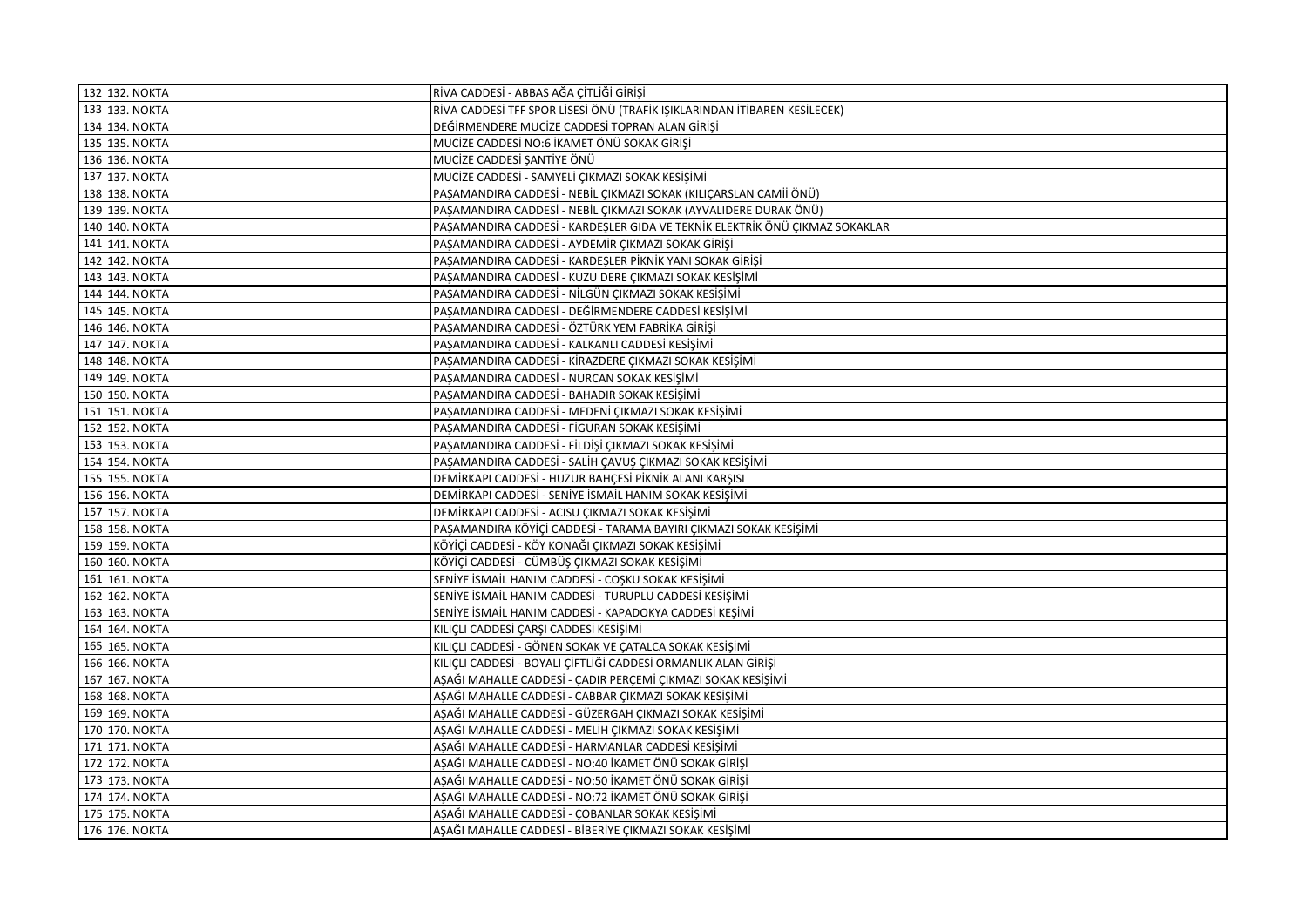| | | |
|---|---|---|
| 132 | 132. NOKTA | RİVA CADDESİ - ABBAS AĞA ÇİTLİĞİ GİRİŞİ |
| 133 | 133. NOKTA | RİVA CADDESİ TFF SPOR LİSESİ ÖNÜ (TRAFİK IŞIKLARINDAN İTİBAREN KESİLECEK) |
| 134 | 134. NOKTA | DEĞİRMENDERE MUCİZE CADDESİ TOPRAN ALAN GİRİŞİ |
| 135 | 135. NOKTA | MUCİZE CADDESİ NO:6 İKAMET ÖNÜ SOKAK GİRİŞİ |
| 136 | 136. NOKTA | MUCİZE CADDESİ ŞANTİYE ÖNÜ |
| 137 | 137. NOKTA | MUCİZE CADDESİ - SAMYELİ ÇIKMAZI SOKAK KESİŞİMİ |
| 138 | 138. NOKTA | PAŞAMANDIRA CADDESİ - NEBİL ÇIKMAZI SOKAK (KILIÇARSLAN CAMİİ ÖNÜ) |
| 139 | 139. NOKTA | PAŞAMANDIRA CADDESİ - NEBİL ÇIKMAZI SOKAK (AYVALIDERE DURAK ÖNÜ) |
| 140 | 140. NOKTA | PAŞAMANDIRA CADDESİ - KARDEŞLER GIDA VE TEKNİK ELEKTRİK ÖNÜ ÇIKMAZ SOKAKLAR |
| 141 | 141. NOKTA | PAŞAMANDIRA CADDESİ - AYDEMİR ÇIKMAZI SOKAK GİRİŞİ |
| 142 | 142. NOKTA | PAŞAMANDIRA CADDESİ - KARDEŞLER PİKNİK YANI SOKAK GİRİŞİ |
| 143 | 143. NOKTA | PAŞAMANDIRA CADDESİ - KUZU DERE ÇIKMAZI SOKAK KESİŞİMİ |
| 144 | 144. NOKTA | PAŞAMANDIRA CADDESİ - NİLGÜN ÇIKMAZI SOKAK KESİŞİMİ |
| 145 | 145. NOKTA | PAŞAMANDIRA CADDESİ - DEĞİRMENDERE CADDESİ KESİŞİMİ |
| 146 | 146. NOKTA | PAŞAMANDIRA CADDESİ - ÖZTÜRK YEM FABRİKA GİRİŞİ |
| 147 | 147. NOKTA | PAŞAMANDIRA CADDESİ - KALKANLI CADDESİ KESİŞİMİ |
| 148 | 148. NOKTA | PAŞAMANDIRA CADDESİ - KİRAZDERE ÇIKMAZI SOKAK KESİŞİMİ |
| 149 | 149. NOKTA | PAŞAMANDIRA CADDESİ - NURCAN SOKAK KESİŞİMİ |
| 150 | 150. NOKTA | PAŞAMANDIRA CADDESİ - BAHADIR SOKAK KESİŞİMİ |
| 151 | 151. NOKTA | PAŞAMANDIRA CADDESİ - MEDENİ ÇIKMAZI SOKAK KESİŞİMİ |
| 152 | 152. NOKTA | PAŞAMANDIRA CADDESİ - FİGURAN SOKAK KESİŞİMİ |
| 153 | 153. NOKTA | PAŞAMANDIRA CADDESİ - FİLDİŞİ ÇIKMAZI SOKAK KESİŞİMİ |
| 154 | 154. NOKTA | PAŞAMANDIRA CADDESİ - SALİH ÇAVUŞ ÇIKMAZI SOKAK KESİŞİMİ |
| 155 | 155. NOKTA | DEMİRKAPI CADDESİ - HUZUR BAHÇESİ PİKNİK ALANI KARŞISI |
| 156 | 156. NOKTA | DEMİRKAPI CADDESİ - SENİYE İSMAİL HANIM SOKAK KESİŞİMİ |
| 157 | 157. NOKTA | DEMİRKAPI CADDESİ - ACISU ÇIKMAZI SOKAK KESİŞİMİ |
| 158 | 158. NOKTA | PAŞAMANDIRA KÖYİÇİ CADDESİ - TARAMA BAYIRI ÇIKMAZI SOKAK KESİŞİMİ |
| 159 | 159. NOKTA | KÖYİÇİ CADDESİ - KÖY KONAĞI ÇIKMAZI SOKAK KESİŞİMİ |
| 160 | 160. NOKTA | KÖYİÇİ CADDESİ - CÜMBÜŞ ÇIKMAZI SOKAK KESİŞİMİ |
| 161 | 161. NOKTA | SENİYE İSMAİL HANIM CADDESİ - COŞKU SOKAK KESİŞİMİ |
| 162 | 162. NOKTA | SENİYE İSMAİL HANIM CADDESİ - TURUPLU CADDESİ KESİŞİMİ |
| 163 | 163. NOKTA | SENİYE İSMAİL HANIM CADDESİ - KAPADOKYA CADDESİ KEŞİMİ |
| 164 | 164. NOKTA | KILIÇLI CADDESİ ÇARŞI CADDESİ KESİŞİMİ |
| 165 | 165. NOKTA | KILIÇLI CADDESİ - GÖNEN SOKAK VE ÇATALCA SOKAK KESİŞİMİ |
| 166 | 166. NOKTA | KILIÇLI CADDESİ - BOYALI ÇİFTLİĞİ CADDESİ ORMANLIK ALAN GİRİŞİ |
| 167 | 167. NOKTA | AŞAĞI MAHALLE CADDESİ - ÇADIR PERÇEMİ ÇIKMAZI SOKAK KESİŞİMİ |
| 168 | 168. NOKTA | AŞAĞI MAHALLE CADDESİ - CABBAR ÇIKMAZI SOKAK KESİŞİMİ |
| 169 | 169. NOKTA | AŞAĞI MAHALLE CADDESİ - GÜZERGAH ÇIKMAZI SOKAK KESİŞİMİ |
| 170 | 170. NOKTA | AŞAĞI MAHALLE CADDESİ - MELİH ÇIKMAZI SOKAK KESİŞİMİ |
| 171 | 171. NOKTA | AŞAĞI MAHALLE CADDESİ - HARMANLAR CADDESİ KESİŞİMİ |
| 172 | 172. NOKTA | AŞAĞI MAHALLE CADDESİ - NO:40 İKAMET ÖNÜ SOKAK GİRİŞİ |
| 173 | 173. NOKTA | AŞAĞI MAHALLE CADDESİ - NO:50 İKAMET ÖNÜ SOKAK GİRİŞİ |
| 174 | 174. NOKTA | AŞAĞI MAHALLE CADDESİ - NO:72 İKAMET ÖNÜ SOKAK GİRİŞİ |
| 175 | 175. NOKTA | AŞAĞI MAHALLE CADDESİ - ÇOBANLAR SOKAK KESİŞİMİ |
| 176 | 176. NOKTA | AŞAĞI MAHALLE CADDESİ - BİBERİYE ÇIKMAZI SOKAK KESİŞİMİ |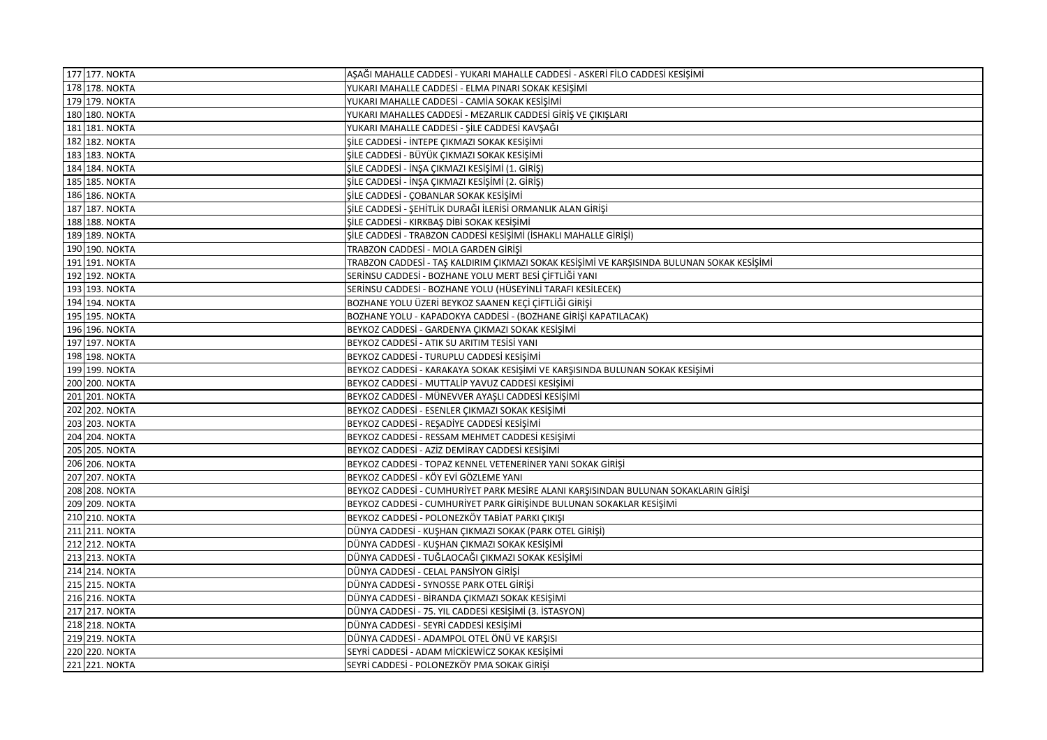| | | |
|---|---|---|
| 177 | 177. NOKTA | AŞAĞI MAHALLE CADDESİ - YUKARI MAHALLE CADDESİ - ASKERİ FİLO CADDESİ KESİŞİMİ |
| 178 | 178. NOKTA | YUKARI MAHALLE CADDESİ - ELMA PINARI SOKAK KESİŞİMİ |
| 179 | 179. NOKTA | YUKARI MAHALLE CADDESİ - CAMİA SOKAK KESİŞİMİ |
| 180 | 180. NOKTA | YUKARI MAHALLES CADDESİ - MEZARLIK CADDESİ GİRİŞ VE ÇIKIŞLARI |
| 181 | 181. NOKTA | YUKARI MAHALLE CADDESİ - ŞİLE CADDESİ KAVŞAĞI |
| 182 | 182. NOKTA | ŞİLE CADDESİ - İNTEPE ÇIKMAZI SOKAK KESİŞİMİ |
| 183 | 183. NOKTA | ŞİLE CADDESİ - BÜYÜK ÇIKMAZI SOKAK KESİŞİMİ |
| 184 | 184. NOKTA | ŞİLE CADDESİ - İNŞA ÇIKMAZI KESİŞİMİ (1. GİRİŞ) |
| 185 | 185. NOKTA | ŞİLE CADDESİ - İNŞA ÇIKMAZI KESİŞİMİ (2. GİRİŞ) |
| 186 | 186. NOKTA | ŞİLE CADDESİ - ÇOBANLAR SOKAK KESİŞİMİ |
| 187 | 187. NOKTA | ŞİLE CADDESİ - ŞEHİTLİK DURAĞI İLERİSİ ORMANLIK ALAN GİRİŞİ |
| 188 | 188. NOKTA | ŞİLE CADDESİ - KIRKBAŞ DİBİ SOKAK KESİŞİMİ |
| 189 | 189. NOKTA | ŞİLE CADDESİ - TRABZON CADDESİ KESİŞİMİ (İSHAKLI MAHALLE GİRİŞİ) |
| 190 | 190. NOKTA | TRABZON CADDESİ - MOLA GARDEN GİRİŞİ |
| 191 | 191. NOKTA | TRABZON CADDESİ - TAŞ KALDIRIM ÇIKMAZI SOKAK KESİŞİMİ VE KARŞISINDA BULUNAN SOKAK KESİŞİMİ |
| 192 | 192. NOKTA | SERİNSU CADDESİ - BOZHANE YOLU MERT BESİ ÇİFTLİĞİ YANI |
| 193 | 193. NOKTA | SERİNSU CADDESİ - BOZHANE YOLU (HÜSEYİNLİ TARAFI KESİLECEK) |
| 194 | 194. NOKTA | BOZHANE YOLU ÜZERİ BEYKOZ SAANEN KEÇİ ÇİFTLİĞİ GİRİŞİ |
| 195 | 195. NOKTA | BOZHANE YOLU - KAPADOKYA CADDESİ - (BOZHANE GİRİŞİ KAPATILACAK) |
| 196 | 196. NOKTA | BEYKOZ CADDESİ - GARDENYA ÇIKMAZI SOKAK KESİŞİMİ |
| 197 | 197. NOKTA | BEYKOZ CADDESİ - ATIK SU ARITIM TESİSİ YANI |
| 198 | 198. NOKTA | BEYKOZ CADDESİ - TURUPLU CADDESİ KESİŞİMİ |
| 199 | 199. NOKTA | BEYKOZ CADDESİ - KARAKAYA SOKAK KESİŞİMİ VE KARŞISINDA BULUNAN SOKAK KESİŞİMİ |
| 200 | 200. NOKTA | BEYKOZ CADDESİ - MUTTALİP YAVUZ CADDESİ KESİŞİMİ |
| 201 | 201. NOKTA | BEYKOZ CADDESİ - MÜNEVVER AYAŞLI CADDESİ KESİŞİMİ |
| 202 | 202. NOKTA | BEYKOZ CADDESİ - ESENLER ÇIKMAZI SOKAK KESİŞİMİ |
| 203 | 203. NOKTA | BEYKOZ CADDESİ - REŞADİYE CADDESİ KESİŞİMİ |
| 204 | 204. NOKTA | BEYKOZ CADDESİ - RESSAM MEHMET CADDESİ KESİŞİMİ |
| 205 | 205. NOKTA | BEYKOZ CADDESİ - AZİZ DEMİRAY CADDESİ KESİŞİMİ |
| 206 | 206. NOKTA | BEYKOZ CADDESİ - TOPAZ KENNEL VETENERİNER YANI SOKAK GİRİŞİ |
| 207 | 207. NOKTA | BEYKOZ CADDESİ - KÖY EVİ GÖZLEME YANI |
| 208 | 208. NOKTA | BEYKOZ CADDESİ - CUMHURİYET PARK MESİRE ALANI KARŞISINDAN BULUNAN SOKAKLARIN GİRİŞİ |
| 209 | 209. NOKTA | BEYKOZ CADDESİ - CUMHURİYET PARK GİRİŞİNDE BULUNAN SOKAKLAR KESİŞİMİ |
| 210 | 210. NOKTA | BEYKOZ CADDESİ - POLONEZKÖY TABİAT PARKI ÇIKIŞI |
| 211 | 211. NOKTA | DÜNYA CADDESİ - KUŞHAN ÇIKMAZI SOKAK (PARK OTEL GİRİŞİ) |
| 212 | 212. NOKTA | DÜNYA CADDESİ - KUŞHAN ÇIKMAZI SOKAK KESİŞİMİ |
| 213 | 213. NOKTA | DÜNYA CADDESİ - TUĞLAOCAĞI ÇIKMAZI SOKAK KESİŞİMİ |
| 214 | 214. NOKTA | DÜNYA CADDESİ - CELAL PANSİYON GİRİŞİ |
| 215 | 215. NOKTA | DÜNYA CADDESİ - SYNOSSE PARK OTEL GİRİŞİ |
| 216 | 216. NOKTA | DÜNYA CADDESİ - BİRANDA ÇIKMAZI SOKAK KESİŞİMİ |
| 217 | 217. NOKTA | DÜNYA CADDESİ - 75. YIL CADDESİ KESİŞİMİ (3. İSTASYON) |
| 218 | 218. NOKTA | DÜNYA CADDESİ - SEYRİ CADDESİ KESİŞİMİ |
| 219 | 219. NOKTA | DÜNYA CADDESİ - ADAMPOL OTEL ÖNÜ VE KARŞISI |
| 220 | 220. NOKTA | SEYRİ CADDESİ - ADAM MİCKİEWİCZ SOKAK KESİŞİMİ |
| 221 | 221. NOKTA | SEYRİ CADDESİ - POLONEZKÖY PMA SOKAK GİRİŞİ |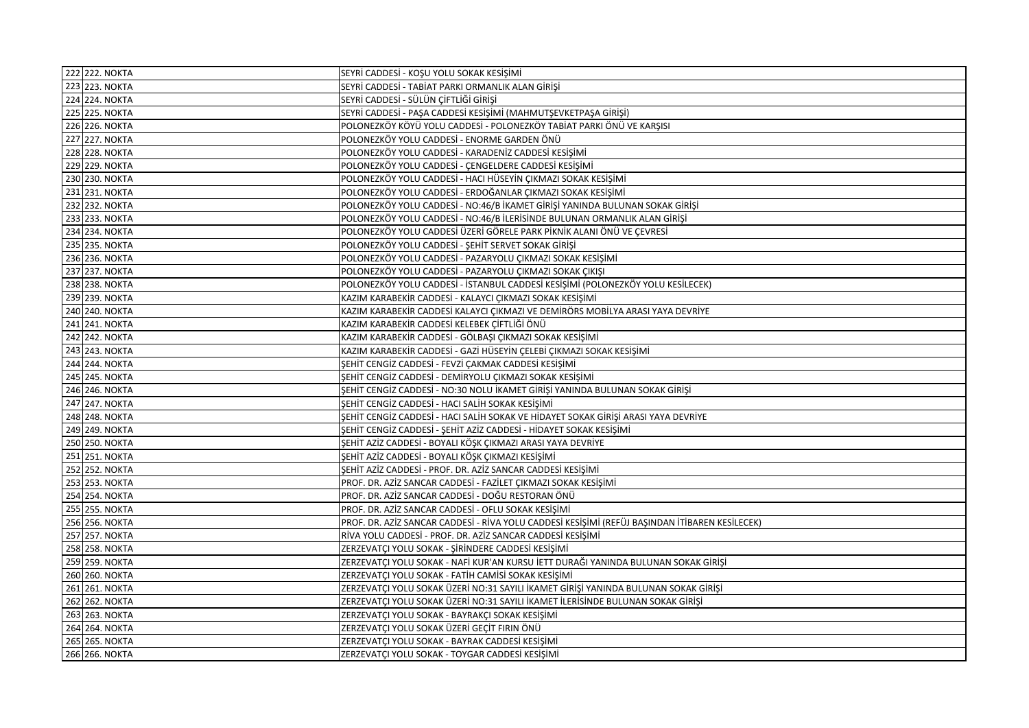| 222 | 222. NOKTA | SEYRİ CADDESİ - KOŞU YOLU SOKAK KESİŞİMİ |
|---|---|---|
| 223 | 223. NOKTA | SEYRİ CADDESİ - TABİAT PARKI ORMANLIK ALAN GİRİŞİ |
| 224 | 224. NOKTA | SEYRİ CADDESİ - SÜLÜN ÇİFTLİĞİ GİRİŞİ |
| 225 | 225. NOKTA | SEYRİ CADDESİ - PAŞA CADDESİ KESİŞİMİ (MAHMUTŞEVKETPAŞA GİRİŞİ) |
| 226 | 226. NOKTA | POLONEZKÖY KÖYÜ YOLU CADDESİ - POLONEZKÖY TABİAT PARKI ÖNÜ VE KARŞISI |
| 227 | 227. NOKTA | POLONEZKÖY YOLU CADDESİ - ENORME GARDEN ÖNÜ |
| 228 | 228. NOKTA | POLONEZKÖY YOLU CADDESİ - KARADENİZ CADDESİ KESİŞİMİ |
| 229 | 229. NOKTA | POLONEZKÖY YOLU CADDESİ - ÇENGELDERE CADDESİ KESİŞİMİ |
| 230 | 230. NOKTA | POLONEZKÖY YOLU CADDESİ - HACI HÜSEYİN ÇIKMAZI SOKAK KESİŞİMİ |
| 231 | 231. NOKTA | POLONEZKÖY YOLU CADDESİ - ERDOĞANLAR ÇIKMAZI SOKAK KESİŞİMİ |
| 232 | 232. NOKTA | POLONEZKÖY YOLU CADDESİ - NO:46/B İKAMET GİRİŞİ YANINDA BULUNAN SOKAK GİRİŞİ |
| 233 | 233. NOKTA | POLONEZKÖY YOLU CADDESİ - NO:46/B İLERİSİNDE BULUNAN ORMANLIK ALAN GİRİŞİ |
| 234 | 234. NOKTA | POLONEZKÖY YOLU CADDESİ ÜZERİ GÖRELE PARK PİKNİK ALANI ÖNÜ VE ÇEVRESİ |
| 235 | 235. NOKTA | POLONEZKÖY YOLU CADDESİ - ŞEHİT SERVET SOKAK GİRİŞİ |
| 236 | 236. NOKTA | POLONEZKÖY YOLU CADDESİ - PAZARYOLU ÇIKMAZI SOKAK KESİŞİMİ |
| 237 | 237. NOKTA | POLONEZKÖY YOLU CADDESİ - PAZARYOLU ÇIKMAZI SOKAK ÇIKIŞI |
| 238 | 238. NOKTA | POLONEZKÖY YOLU CADDESİ - İSTANBUL CADDESİ KESİŞİMİ (POLONEZKÖY YOLU KESİLECEK) |
| 239 | 239. NOKTA | KAZIM KARABEKİR CADDESİ - KALAYCI ÇIKMAZI SOKAK KESİŞİMİ |
| 240 | 240. NOKTA | KAZIM KARABEKİR CADDESİ KALAYCI ÇIKMAZI VE DEMİRÖRS MOBİLYA ARASI YAYA DEVRİYE |
| 241 | 241. NOKTA | KAZIM KARABEKİR CADDESİ KELEBEK ÇİFTLİĞİ ÖNÜ |
| 242 | 242. NOKTA | KAZIM KARABEKİR CADDESİ - GÖLBAŞI ÇIKMAZI SOKAK KESİŞİMİ |
| 243 | 243. NOKTA | KAZIM KARABEKİR CADDESİ - GAZİ HÜSEYİN ÇELEBİ ÇIKMAZI SOKAK KESİŞİMİ |
| 244 | 244. NOKTA | ŞEHİT CENGİZ CADDESİ - FEVZİ ÇAKMAK CADDESİ KESİŞİMİ |
| 245 | 245. NOKTA | ŞEHİT CENGİZ CADDESİ - DEMİRYOLU ÇIKMAZI SOKAK KESİŞİMİ |
| 246 | 246. NOKTA | ŞEHİT CENGİZ CADDESİ - NO:30 NOLU İKAMET GİRİŞİ YANINDA BULUNAN SOKAK GİRİŞİ |
| 247 | 247. NOKTA | ŞEHİT CENGİZ CADDESİ - HACI SALİH SOKAK KESİŞİMİ |
| 248 | 248. NOKTA | ŞEHİT CENGİZ CADDESİ - HACI SALİH SOKAK VE HİDAYET SOKAK GİRİŞİ ARASI YAYA DEVRİYE |
| 249 | 249. NOKTA | ŞEHİT CENGİZ CADDESİ - ŞEHİT AZİZ CADDESİ - HİDAYET SOKAK KESİŞİMİ |
| 250 | 250. NOKTA | ŞEHİT AZİZ CADDESİ - BOYALI KÖŞK ÇIKMAZI ARASI YAYA DEVRİYE |
| 251 | 251. NOKTA | ŞEHİT AZİZ CADDESİ - BOYALI KÖŞK ÇIKMAZI KESİŞİMİ |
| 252 | 252. NOKTA | ŞEHİT AZİZ CADDESİ - PROF. DR. AZİZ SANCAR CADDESİ KESİŞİMİ |
| 253 | 253. NOKTA | PROF. DR. AZİZ SANCAR CADDESİ - FAZİLET ÇIKMAZI SOKAK KESİŞİMİ |
| 254 | 254. NOKTA | PROF. DR. AZİZ SANCAR CADDESİ - DOĞU RESTORAN ÖNÜ |
| 255 | 255. NOKTA | PROF. DR. AZİZ SANCAR CADDESİ - OFLU SOKAK KESİŞİMİ |
| 256 | 256. NOKTA | PROF. DR. AZİZ SANCAR CADDESİ - RİVA YOLU CADDESİ KESİŞİMİ (REFÜJ BAŞINDAN İTİBAREN KESİLECEK) |
| 257 | 257. NOKTA | RİVA YOLU CADDESİ - PROF. DR. AZİZ SANCAR CADDESİ KESİŞİMİ |
| 258 | 258. NOKTA | ZERZEVATÇI YOLU SOKAK - ŞİRİNDERE CADDESİ KESİŞİMİ |
| 259 | 259. NOKTA | ZERZEVATÇI YOLU SOKAK - NAFİ KUR'AN KURSU İETT DURAĞI YANINDA BULUNAN SOKAK GİRİŞİ |
| 260 | 260. NOKTA | ZERZEVATÇI YOLU SOKAK - FATİH CAMİSİ SOKAK KESİŞİMİ |
| 261 | 261. NOKTA | ZERZEVATÇI YOLU SOKAK ÜZERİ NO:31 SAYILI İKAMET GİRİŞİ YANINDA BULUNAN SOKAK GİRİŞİ |
| 262 | 262. NOKTA | ZERZEVATÇI YOLU SOKAK ÜZERİ NO:31 SAYILI İKAMET İLERİSİNDE BULUNAN SOKAK GİRİŞİ |
| 263 | 263. NOKTA | ZERZEVATÇI YOLU SOKAK - BAYRAKÇI SOKAK KESİŞİMİ |
| 264 | 264. NOKTA | ZERZEVATÇI YOLU SOKAK ÜZERİ GEÇİT FIRIN ÖNÜ |
| 265 | 265. NOKTA | ZERZEVATÇI YOLU SOKAK - BAYRAK CADDESİ KESİŞİMİ |
| 266 | 266. NOKTA | ZERZEVATÇI YOLU SOKAK - TOYGAR CADDESİ KESİŞİMİ |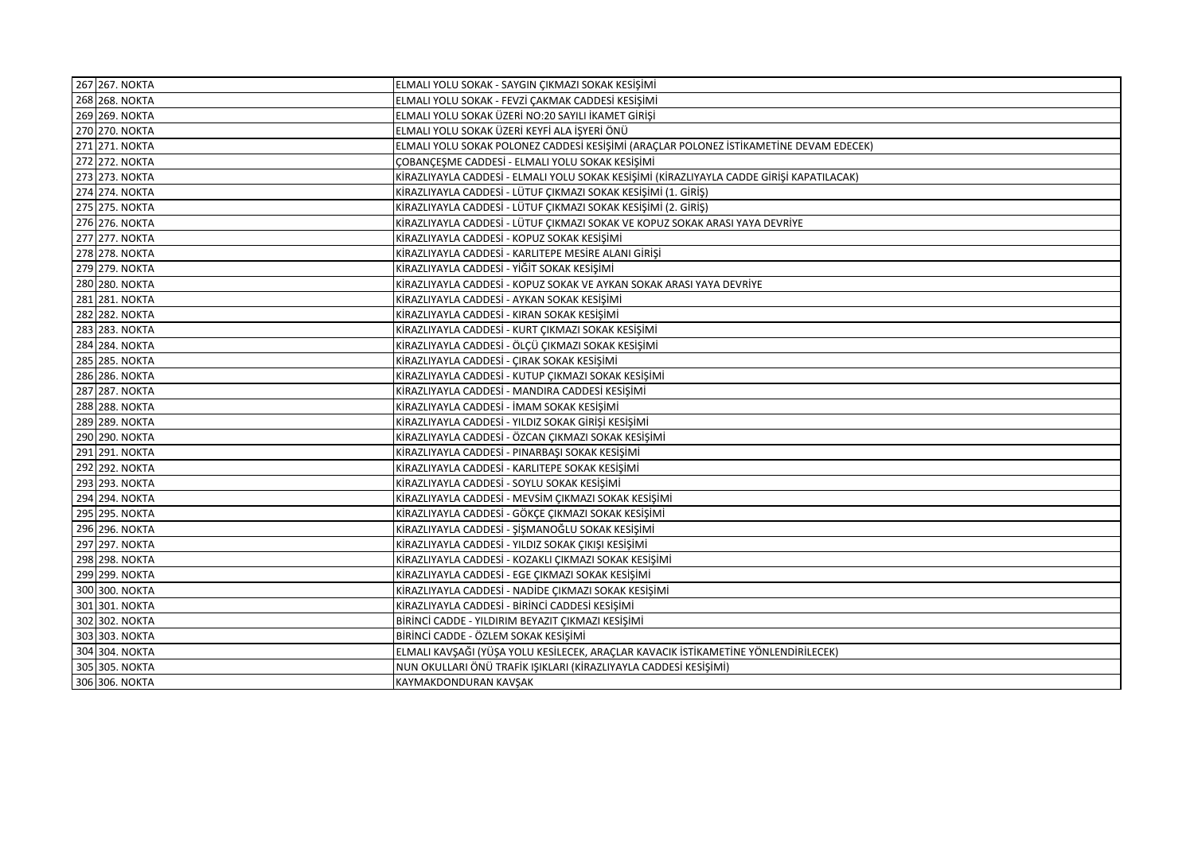| | | |
|---|---|---|
| 267 | 267. NOKTA | ELMALI YOLU SOKAK - SAYGIN ÇIKMAZI SOKAK KESİŞİMİ |
| 268 | 268. NOKTA | ELMALI YOLU SOKAK - FEVZİ ÇAKMAK CADDESİ KESİŞİMİ |
| 269 | 269. NOKTA | ELMALI YOLU SOKAK ÜZERİ NO:20 SAYILI İKAMET GİRİŞİ |
| 270 | 270. NOKTA | ELMALI YOLU SOKAK ÜZERİ KEYFİ ALA İŞYERİ ÖNÜ |
| 271 | 271. NOKTA | ELMALI YOLU SOKAK POLONEZ CADDESİ KESİŞİMİ (ARAÇLAR POLONEZ İSTİKAMETİNE DEVAM EDECEK) |
| 272 | 272. NOKTA | ÇOBANÇEŞME CADDESİ - ELMALI YOLU SOKAK KESİŞİMİ |
| 273 | 273. NOKTA | KİRAZLIYAYLA CADDESİ - ELMALI YOLU SOKAK KESİŞİMİ (KİRAZLIYAYLA CADDE GİRİŞİ KAPATILACAK) |
| 274 | 274. NOKTA | KİRAZLIYAYLA CADDESİ - LÜTUF ÇIKMAZI SOKAK KESİŞİMİ (1. GİRİŞ) |
| 275 | 275. NOKTA | KİRAZLIYAYLA CADDESİ - LÜTUF ÇIKMAZI SOKAK KESİŞİMİ (2. GİRİŞ) |
| 276 | 276. NOKTA | KİRAZLIYAYLA CADDESİ - LÜTUF ÇIKMAZI SOKAK VE KOPUZ SOKAK ARASI YAYA DEVRİYE |
| 277 | 277. NOKTA | KİRAZLIYAYLA CADDESİ - KOPUZ SOKAK KESİŞİMİ |
| 278 | 278. NOKTA | KİRAZLIYAYLA CADDESİ - KARLITEPE MESİRE ALANI GİRİŞİ |
| 279 | 279. NOKTA | KİRAZLIYAYLA CADDESİ - YİĞİT SOKAK KESİŞİMİ |
| 280 | 280. NOKTA | KİRAZLIYAYLA CADDESİ - KOPUZ SOKAK VE AYKAN SOKAK ARASI YAYA DEVRİYE |
| 281 | 281. NOKTA | KİRAZLIYAYLA CADDESİ - AYKAN SOKAK KESİŞİMİ |
| 282 | 282. NOKTA | KİRAZLIYAYLA CADDESİ - KIRAN SOKAK KESİŞİMİ |
| 283 | 283. NOKTA | KİRAZLIYAYLA CADDESİ - KURT ÇIKMAZI SOKAK KESİŞİMİ |
| 284 | 284. NOKTA | KİRAZLIYAYLA CADDESİ - ÖLÇÜ ÇIKMAZI SOKAK KESİŞİMİ |
| 285 | 285. NOKTA | KİRAZLIYAYLA CADDESİ - ÇIRAK SOKAK KESİŞİMİ |
| 286 | 286. NOKTA | KİRAZLIYAYLA CADDESİ - KUTUP ÇIKMAZI SOKAK KESİŞİMİ |
| 287 | 287. NOKTA | KİRAZLIYAYLA CADDESİ - MANDIRA CADDESİ KESİŞİMİ |
| 288 | 288. NOKTA | KİRAZLIYAYLA CADDESİ - İMAM SOKAK KESİŞİMİ |
| 289 | 289. NOKTA | KİRAZLIYAYLA CADDESİ - YILDIZ SOKAK GİRİŞİ KESİŞİMİ |
| 290 | 290. NOKTA | KİRAZLIYAYLA CADDESİ - ÖZCAN ÇIKMAZI SOKAK KESİŞİMİ |
| 291 | 291. NOKTA | KİRAZLIYAYLA CADDESİ - PINARBAŞI SOKAK KESİŞİMİ |
| 292 | 292. NOKTA | KİRAZLIYAYLA CADDESİ - KARLITEPE SOKAK KESİŞİMİ |
| 293 | 293. NOKTA | KİRAZLIYAYLA CADDESİ - SOYLU SOKAK KESİŞİMİ |
| 294 | 294. NOKTA | KİRAZLIYAYLA CADDESİ - MEVSİM ÇIKMAZI SOKAK KESİŞİMİ |
| 295 | 295. NOKTA | KİRAZLIYAYLA CADDESİ - GÖKÇE ÇIKMAZI SOKAK KESİŞİMİ |
| 296 | 296. NOKTA | KİRAZLIYAYLA CADDESİ - ŞİŞMANOĞLU SOKAK KESİŞİMİ |
| 297 | 297. NOKTA | KİRAZLIYAYLA CADDESİ - YILDIZ SOKAK ÇIKIŞI KESİŞİMİ |
| 298 | 298. NOKTA | KİRAZLIYAYLA CADDESİ - KOZAKLI ÇIKMAZI SOKAK KESİŞİMİ |
| 299 | 299. NOKTA | KİRAZLIYAYLA CADDESİ - EGE ÇIKMAZI SOKAK KESİŞİMİ |
| 300 | 300. NOKTA | KİRAZLIYAYLA CADDESİ - NADİDE ÇIKMAZI SOKAK KESİŞİMİ |
| 301 | 301. NOKTA | KİRAZLIYAYLA CADDESİ - BİRİNCİ CADDESİ KESİŞİMİ |
| 302 | 302. NOKTA | BİRİNCİ CADDE - YILDIRIM BEYAZIT ÇIKMAZI KESİŞİMİ |
| 303 | 303. NOKTA | BİRİNCİ CADDE - ÖZLEM SOKAK KESİŞİMİ |
| 304 | 304. NOKTA | ELMALI KAVŞAĞI (YÜŞA YOLU KESİLECEK, ARAÇLAR KAVACIK İSTİKAMETİNE YÖNLENDİRİLECEK) |
| 305 | 305. NOKTA | NUN OKULLARI ÖNÜ TRAFİK IŞIKLARI (KİRAZLIYAYLA CADDESİ KESİŞİMİ) |
| 306 | 306. NOKTA | KAYMAKDONDURAN KAVŞAK |